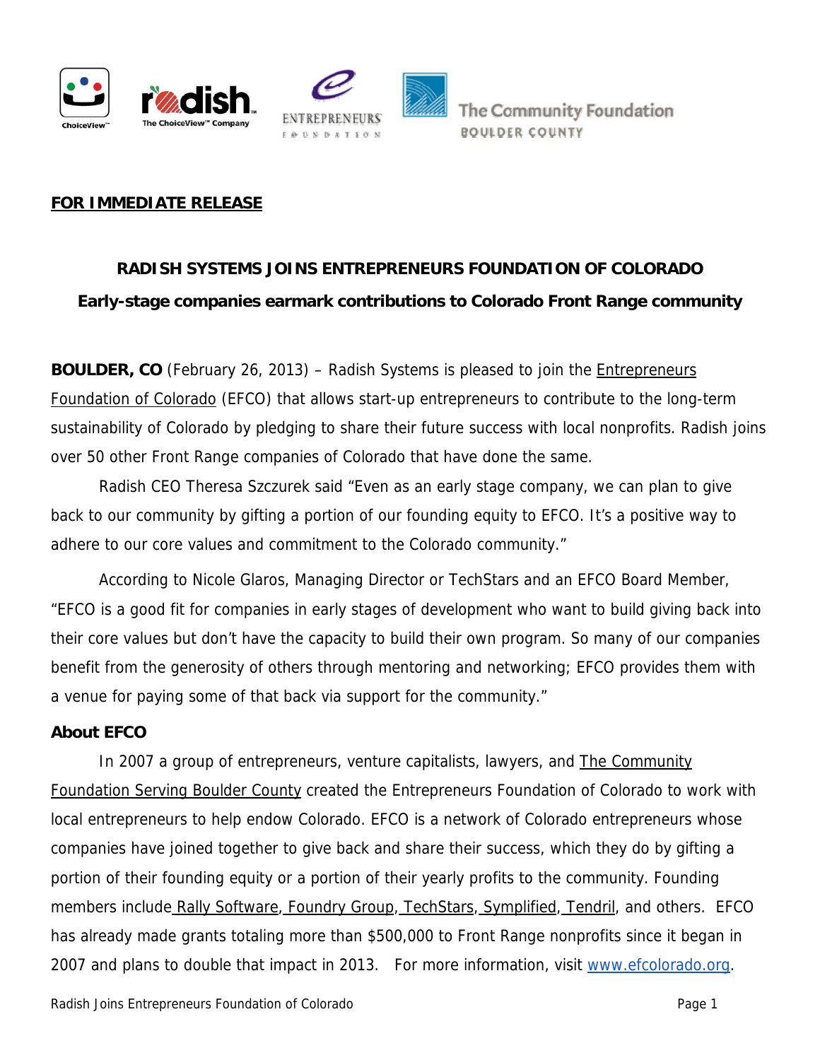**FOR IMMEDIATE RELEASE**

## RADISH SYSTEMS JOINS ENTREPRENEURS FOUNDATION OF COLORADO

### Early-stage companies earmark contributions to Colorado Front Range community

**BOULDER, CO** (February 26, 2013) – Radish Systems is pleased to join the Entrepreneurs Foundation of Colorado (EFCO) that allows start-up entrepreneurs to contribute to the long-term sustainability of Colorado by pledging to share their future success with local nonprofits. Radish joins over 50 other Front Range companies of Colorado that have done the same.

Radish CEO Theresa Szczurek said "Even as an early stage company, we can plan to give back to our community by gifting a portion of our founding equity to EFCO. It's a positive way to adhere to our core values and commitment to the Colorado community."

According to Nicole Glaros, Managing Director or TechStars and an EFCO Board Member, "EFCO is a good fit for companies in early stages of development who want to build giving back into their core values but don't have the capacity to build their own program. So many of our companies benefit from the generosity of others through mentoring and networking; EFCO provides them with a venue for paying some of that back via support for the community."

**About EFCO**

In 2007 a group of entrepreneurs, venture capitalists, lawyers, and The Community Foundation Serving Boulder County created the Entrepreneurs Foundation of Colorado to work with local entrepreneurs to help endow Colorado. EFCO is a network of Colorado entrepreneurs whose companies have joined together to give back and share their success, which they do by gifting a portion of their founding equity or a portion of their yearly profits to the community. Founding members include Rally Software, Foundry Group, TechStars, Symplified, Tendril, and others. EFCO has already made grants totaling more than $500,000 to Front Range nonprofits since it began in 2007 and plans to double that impact in 2013. For more information, visit www.efcolorado.org.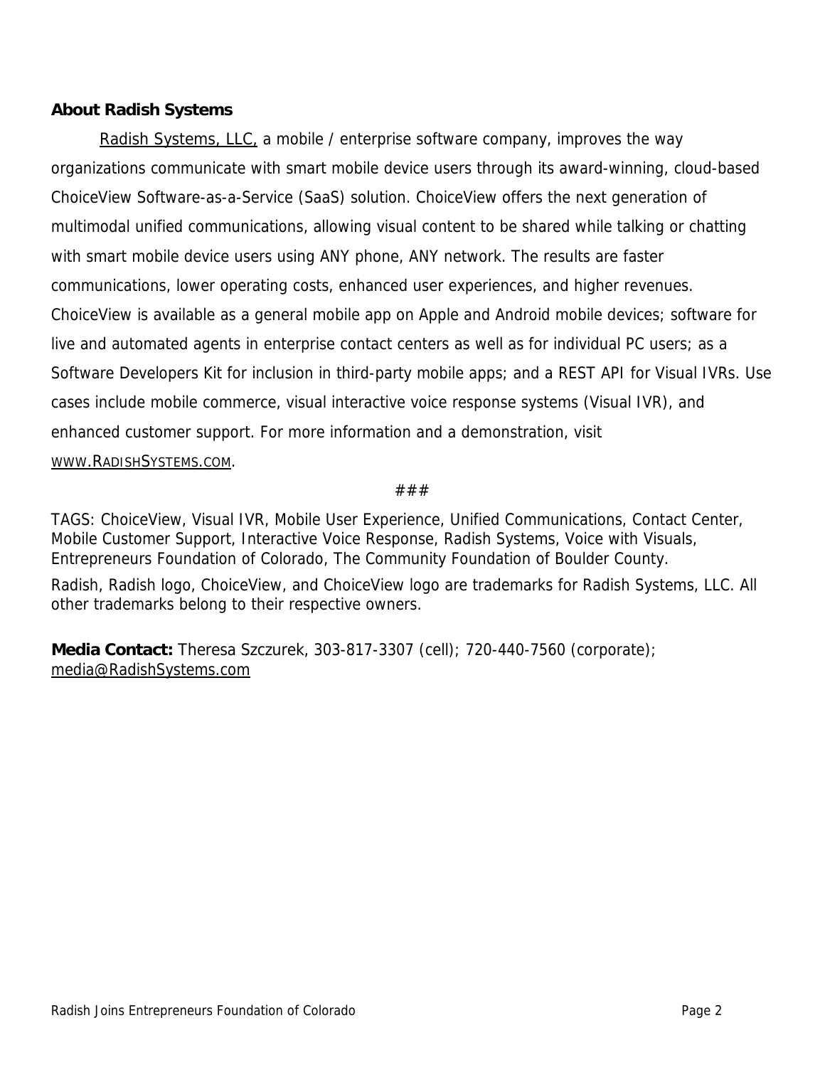**About Radish Systems**

Radish Systems, LLC, a mobile / enterprise software company, improves the way organizations communicate with smart mobile device users through its award-winning, cloud-based ChoiceView Software-as-a-Service (SaaS) solution. ChoiceView offers the next generation of multimodal unified communications, allowing visual content to be shared while talking or chatting with smart mobile device users using ANY phone, ANY network. The results are faster communications, lower operating costs, enhanced user experiences, and higher revenues. ChoiceView is available as a general mobile app on Apple and Android mobile devices; software for live and automated agents in enterprise contact centers as well as for individual PC users; as a Software Developers Kit for inclusion in third-party mobile apps; and a REST API for Visual IVRs. Use cases include mobile commerce, visual interactive voice response systems (Visual IVR), and enhanced customer support. For more information and a demonstration, visit WWW.RADISHSYSTEMS.COM.

###

TAGS: ChoiceView, Visual IVR, Mobile User Experience, Unified Communications, Contact Center, Mobile Customer Support, Interactive Voice Response, Radish Systems, Voice with Visuals, Entrepreneurs Foundation of Colorado, The Community Foundation of Boulder County.

Radish, Radish logo, ChoiceView, and ChoiceView logo are trademarks for Radish Systems, LLC. All other trademarks belong to their respective owners.

**Media Contact:** Theresa Szczurek, 303-817-3307 (cell); 720-440-7560 (corporate); media@RadishSystems.com